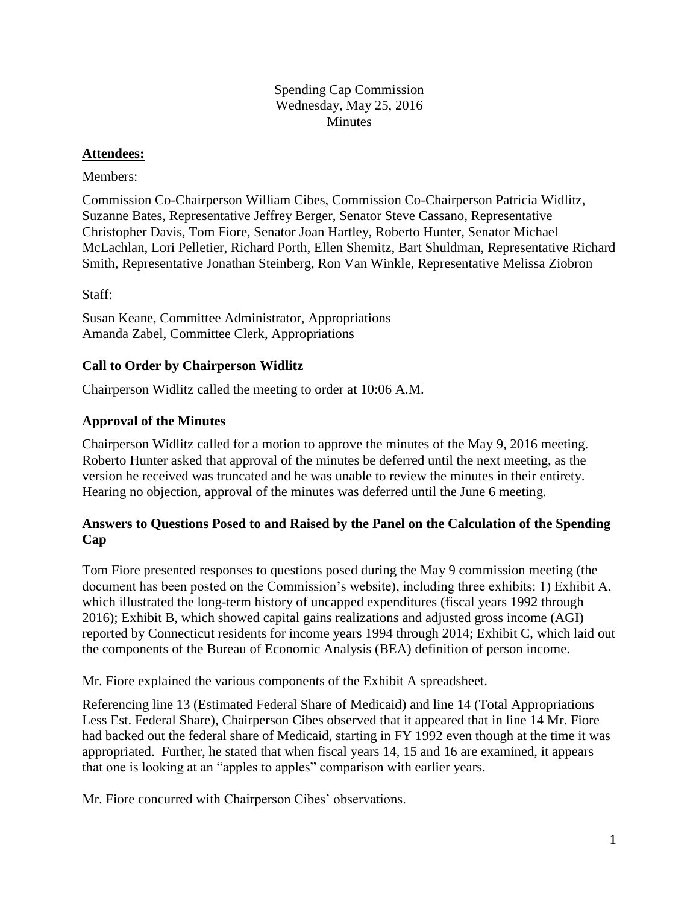Spending Cap Commission
Wednesday, May 25, 2016
Minutes

## Attendees:

Members:

Commission Co-Chairperson William Cibes, Commission Co-Chairperson Patricia Widlitz, Suzanne Bates, Representative Jeffrey Berger, Senator Steve Cassano, Representative Christopher Davis, Tom Fiore, Senator Joan Hartley, Roberto Hunter, Senator Michael McLachlan, Lori Pelletier, Richard Porth, Ellen Shemitz, Bart Shuldman, Representative Richard Smith, Representative Jonathan Steinberg, Ron Van Winkle, Representative Melissa Ziobron

Staff:

Susan Keane, Committee Administrator, Appropriations
Amanda Zabel, Committee Clerk, Appropriations

### Call to Order by Chairperson Widlitz

Chairperson Widlitz called the meeting to order at 10:06 A.M.

### Approval of the Minutes

Chairperson Widlitz called for a motion to approve the minutes of the May 9, 2016 meeting. Roberto Hunter asked that approval of the minutes be deferred until the next meeting, as the version he received was truncated and he was unable to review the minutes in their entirety. Hearing no objection, approval of the minutes was deferred until the June 6 meeting.

### Answers to Questions Posed to and Raised by the Panel on the Calculation of the Spending Cap

Tom Fiore presented responses to questions posed during the May 9 commission meeting (the document has been posted on the Commission's website), including three exhibits: 1) Exhibit A, which illustrated the long-term history of uncapped expenditures (fiscal years 1992 through 2016); Exhibit B, which showed capital gains realizations and adjusted gross income (AGI) reported by Connecticut residents for income years 1994 through 2014; Exhibit C, which laid out the components of the Bureau of Economic Analysis (BEA) definition of person income.

Mr. Fiore explained the various components of the Exhibit A spreadsheet.

Referencing line 13 (Estimated Federal Share of Medicaid) and line 14 (Total Appropriations Less Est. Federal Share), Chairperson Cibes observed that it appeared that in line 14 Mr. Fiore had backed out the federal share of Medicaid, starting in FY 1992 even though at the time it was appropriated. Further, he stated that when fiscal years 14, 15 and 16 are examined, it appears that one is looking at an "apples to apples" comparison with earlier years.

Mr. Fiore concurred with Chairperson Cibes' observations.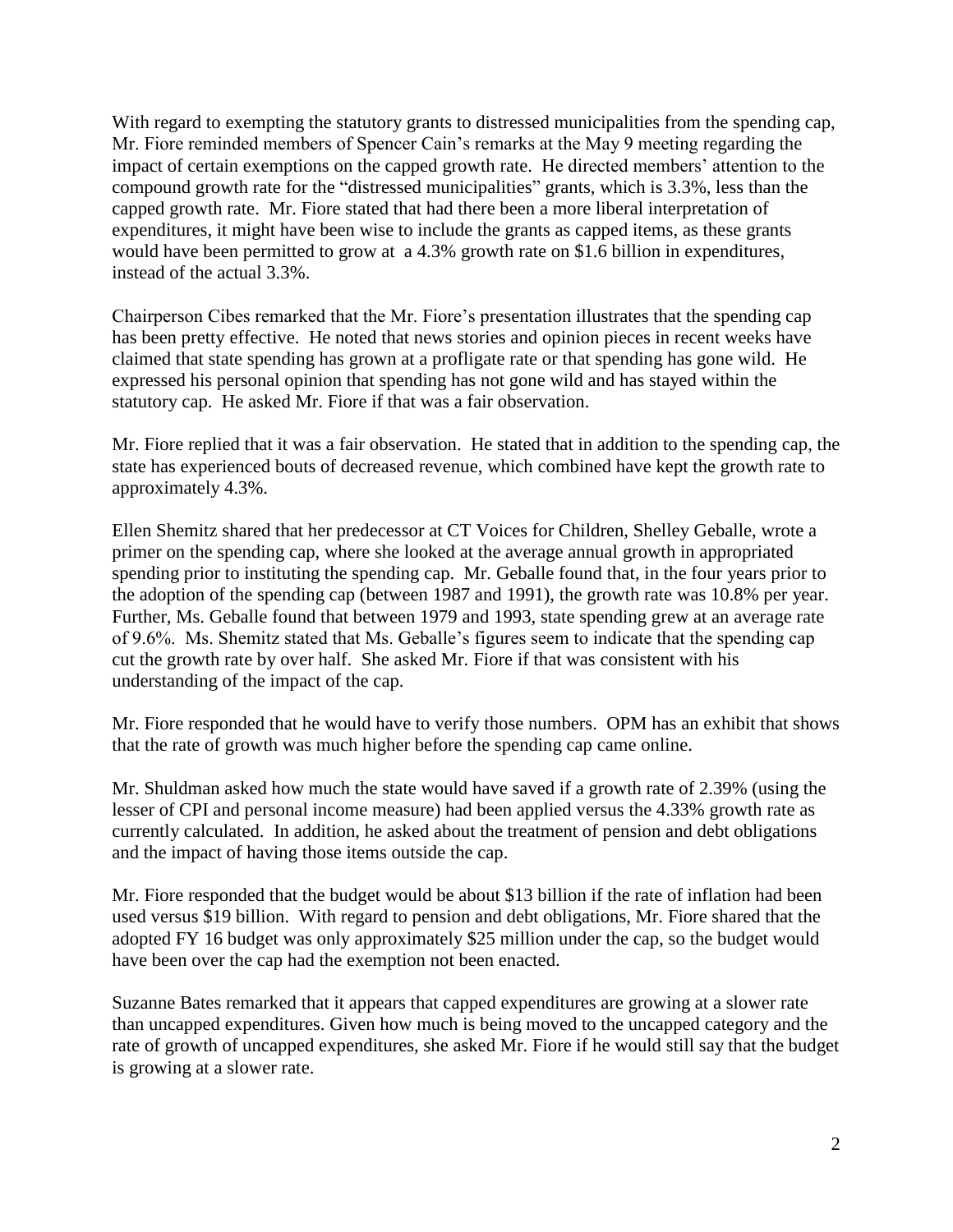With regard to exempting the statutory grants to distressed municipalities from the spending cap, Mr. Fiore reminded members of Spencer Cain's remarks at the May 9 meeting regarding the impact of certain exemptions on the capped growth rate. He directed members' attention to the compound growth rate for the "distressed municipalities" grants, which is 3.3%, less than the capped growth rate. Mr. Fiore stated that had there been a more liberal interpretation of expenditures, it might have been wise to include the grants as capped items, as these grants would have been permitted to grow at a 4.3% growth rate on \$1.6 billion in expenditures, instead of the actual 3.3%.

Chairperson Cibes remarked that the Mr. Fiore's presentation illustrates that the spending cap has been pretty effective. He noted that news stories and opinion pieces in recent weeks have claimed that state spending has grown at a profligate rate or that spending has gone wild. He expressed his personal opinion that spending has not gone wild and has stayed within the statutory cap. He asked Mr. Fiore if that was a fair observation.

Mr. Fiore replied that it was a fair observation. He stated that in addition to the spending cap, the state has experienced bouts of decreased revenue, which combined have kept the growth rate to approximately 4.3%.

Ellen Shemitz shared that her predecessor at CT Voices for Children, Shelley Geballe, wrote a primer on the spending cap, where she looked at the average annual growth in appropriated spending prior to instituting the spending cap. Mr. Geballe found that, in the four years prior to the adoption of the spending cap (between 1987 and 1991), the growth rate was 10.8% per year. Further, Ms. Geballe found that between 1979 and 1993, state spending grew at an average rate of 9.6%. Ms. Shemitz stated that Ms. Geballe's figures seem to indicate that the spending cap cut the growth rate by over half. She asked Mr. Fiore if that was consistent with his understanding of the impact of the cap.

Mr. Fiore responded that he would have to verify those numbers. OPM has an exhibit that shows that the rate of growth was much higher before the spending cap came online.

Mr. Shuldman asked how much the state would have saved if a growth rate of 2.39% (using the lesser of CPI and personal income measure) had been applied versus the 4.33% growth rate as currently calculated. In addition, he asked about the treatment of pension and debt obligations and the impact of having those items outside the cap.

Mr. Fiore responded that the budget would be about \$13 billion if the rate of inflation had been used versus \$19 billion. With regard to pension and debt obligations, Mr. Fiore shared that the adopted FY 16 budget was only approximately \$25 million under the cap, so the budget would have been over the cap had the exemption not been enacted.

Suzanne Bates remarked that it appears that capped expenditures are growing at a slower rate than uncapped expenditures. Given how much is being moved to the uncapped category and the rate of growth of uncapped expenditures, she asked Mr. Fiore if he would still say that the budget is growing at a slower rate.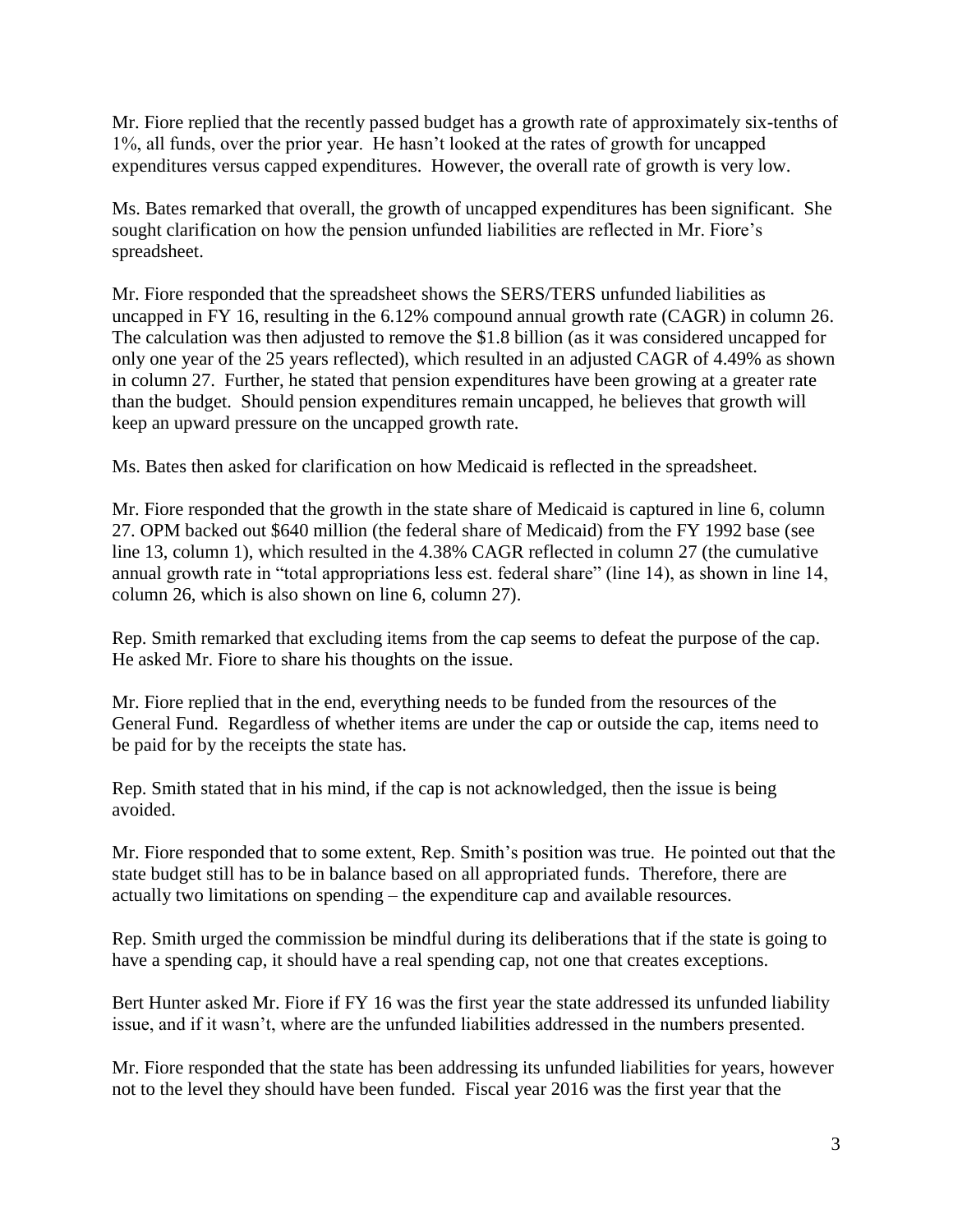Mr. Fiore replied that the recently passed budget has a growth rate of approximately six-tenths of 1%, all funds, over the prior year. He hasn't looked at the rates of growth for uncapped expenditures versus capped expenditures. However, the overall rate of growth is very low.

Ms. Bates remarked that overall, the growth of uncapped expenditures has been significant. She sought clarification on how the pension unfunded liabilities are reflected in Mr. Fiore's spreadsheet.

Mr. Fiore responded that the spreadsheet shows the SERS/TERS unfunded liabilities as uncapped in FY 16, resulting in the 6.12% compound annual growth rate (CAGR) in column 26. The calculation was then adjusted to remove the $1.8 billion (as it was considered uncapped for only one year of the 25 years reflected), which resulted in an adjusted CAGR of 4.49% as shown in column 27. Further, he stated that pension expenditures have been growing at a greater rate than the budget. Should pension expenditures remain uncapped, he believes that growth will keep an upward pressure on the uncapped growth rate.

Ms. Bates then asked for clarification on how Medicaid is reflected in the spreadsheet.

Mr. Fiore responded that the growth in the state share of Medicaid is captured in line 6, column 27. OPM backed out $640 million (the federal share of Medicaid) from the FY 1992 base (see line 13, column 1), which resulted in the 4.38% CAGR reflected in column 27 (the cumulative annual growth rate in "total appropriations less est. federal share" (line 14), as shown in line 14, column 26, which is also shown on line 6, column 27).

Rep. Smith remarked that excluding items from the cap seems to defeat the purpose of the cap. He asked Mr. Fiore to share his thoughts on the issue.

Mr. Fiore replied that in the end, everything needs to be funded from the resources of the General Fund. Regardless of whether items are under the cap or outside the cap, items need to be paid for by the receipts the state has.

Rep. Smith stated that in his mind, if the cap is not acknowledged, then the issue is being avoided.

Mr. Fiore responded that to some extent, Rep. Smith's position was true. He pointed out that the state budget still has to be in balance based on all appropriated funds. Therefore, there are actually two limitations on spending – the expenditure cap and available resources.

Rep. Smith urged the commission be mindful during its deliberations that if the state is going to have a spending cap, it should have a real spending cap, not one that creates exceptions.

Bert Hunter asked Mr. Fiore if FY 16 was the first year the state addressed its unfunded liability issue, and if it wasn't, where are the unfunded liabilities addressed in the numbers presented.

Mr. Fiore responded that the state has been addressing its unfunded liabilities for years, however not to the level they should have been funded. Fiscal year 2016 was the first year that the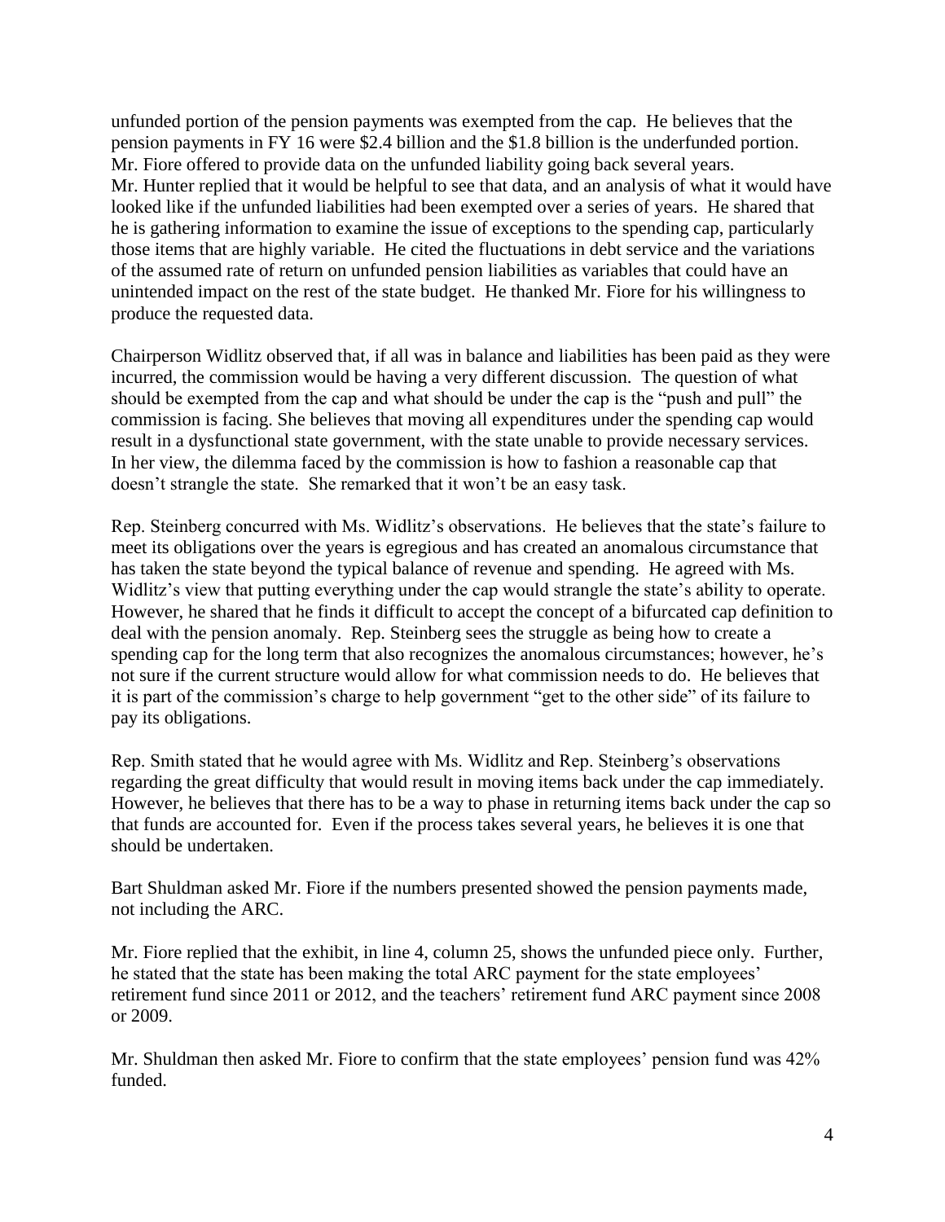unfunded portion of the pension payments was exempted from the cap. He believes that the pension payments in FY 16 were $2.4 billion and the $1.8 billion is the underfunded portion. Mr. Fiore offered to provide data on the unfunded liability going back several years. Mr. Hunter replied that it would be helpful to see that data, and an analysis of what it would have looked like if the unfunded liabilities had been exempted over a series of years. He shared that he is gathering information to examine the issue of exceptions to the spending cap, particularly those items that are highly variable. He cited the fluctuations in debt service and the variations of the assumed rate of return on unfunded pension liabilities as variables that could have an unintended impact on the rest of the state budget. He thanked Mr. Fiore for his willingness to produce the requested data.

Chairperson Widlitz observed that, if all was in balance and liabilities has been paid as they were incurred, the commission would be having a very different discussion. The question of what should be exempted from the cap and what should be under the cap is the "push and pull" the commission is facing. She believes that moving all expenditures under the spending cap would result in a dysfunctional state government, with the state unable to provide necessary services. In her view, the dilemma faced by the commission is how to fashion a reasonable cap that doesn't strangle the state. She remarked that it won't be an easy task.

Rep. Steinberg concurred with Ms. Widlitz's observations. He believes that the state's failure to meet its obligations over the years is egregious and has created an anomalous circumstance that has taken the state beyond the typical balance of revenue and spending. He agreed with Ms. Widlitz's view that putting everything under the cap would strangle the state's ability to operate. However, he shared that he finds it difficult to accept the concept of a bifurcated cap definition to deal with the pension anomaly. Rep. Steinberg sees the struggle as being how to create a spending cap for the long term that also recognizes the anomalous circumstances; however, he's not sure if the current structure would allow for what commission needs to do. He believes that it is part of the commission's charge to help government "get to the other side" of its failure to pay its obligations.

Rep. Smith stated that he would agree with Ms. Widlitz and Rep. Steinberg's observations regarding the great difficulty that would result in moving items back under the cap immediately. However, he believes that there has to be a way to phase in returning items back under the cap so that funds are accounted for. Even if the process takes several years, he believes it is one that should be undertaken.

Bart Shuldman asked Mr. Fiore if the numbers presented showed the pension payments made, not including the ARC.

Mr. Fiore replied that the exhibit, in line 4, column 25, shows the unfunded piece only. Further, he stated that the state has been making the total ARC payment for the state employees' retirement fund since 2011 or 2012, and the teachers' retirement fund ARC payment since 2008 or 2009.

Mr. Shuldman then asked Mr. Fiore to confirm that the state employees' pension fund was 42% funded.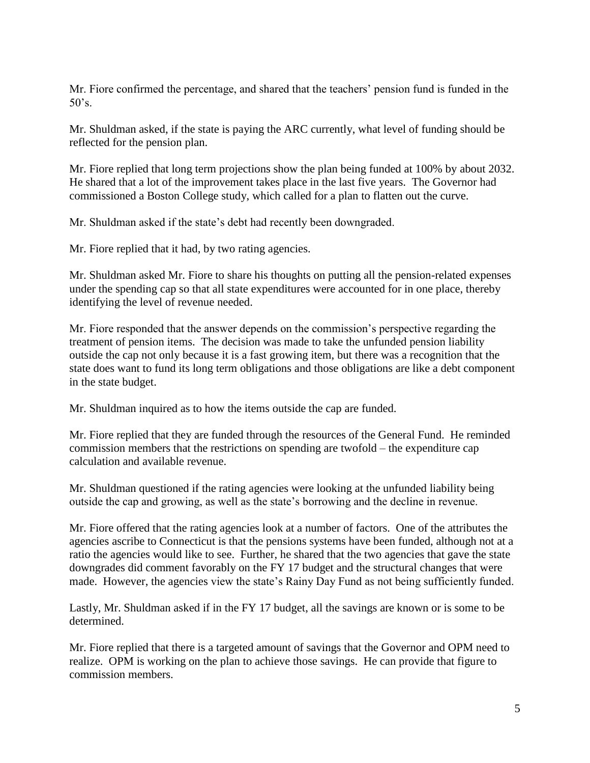Mr. Fiore confirmed the percentage, and shared that the teachers' pension fund is funded in the 50's.

Mr. Shuldman asked, if the state is paying the ARC currently, what level of funding should be reflected for the pension plan.

Mr. Fiore replied that long term projections show the plan being funded at 100% by about 2032. He shared that a lot of the improvement takes place in the last five years. The Governor had commissioned a Boston College study, which called for a plan to flatten out the curve.

Mr. Shuldman asked if the state's debt had recently been downgraded.

Mr. Fiore replied that it had, by two rating agencies.

Mr. Shuldman asked Mr. Fiore to share his thoughts on putting all the pension-related expenses under the spending cap so that all state expenditures were accounted for in one place, thereby identifying the level of revenue needed.

Mr. Fiore responded that the answer depends on the commission's perspective regarding the treatment of pension items. The decision was made to take the unfunded pension liability outside the cap not only because it is a fast growing item, but there was a recognition that the state does want to fund its long term obligations and those obligations are like a debt component in the state budget.

Mr. Shuldman inquired as to how the items outside the cap are funded.

Mr. Fiore replied that they are funded through the resources of the General Fund. He reminded commission members that the restrictions on spending are twofold – the expenditure cap calculation and available revenue.

Mr. Shuldman questioned if the rating agencies were looking at the unfunded liability being outside the cap and growing, as well as the state's borrowing and the decline in revenue.

Mr. Fiore offered that the rating agencies look at a number of factors. One of the attributes the agencies ascribe to Connecticut is that the pensions systems have been funded, although not at a ratio the agencies would like to see. Further, he shared that the two agencies that gave the state downgrades did comment favorably on the FY 17 budget and the structural changes that were made. However, the agencies view the state's Rainy Day Fund as not being sufficiently funded.

Lastly, Mr. Shuldman asked if in the FY 17 budget, all the savings are known or is some to be determined.

Mr. Fiore replied that there is a targeted amount of savings that the Governor and OPM need to realize. OPM is working on the plan to achieve those savings. He can provide that figure to commission members.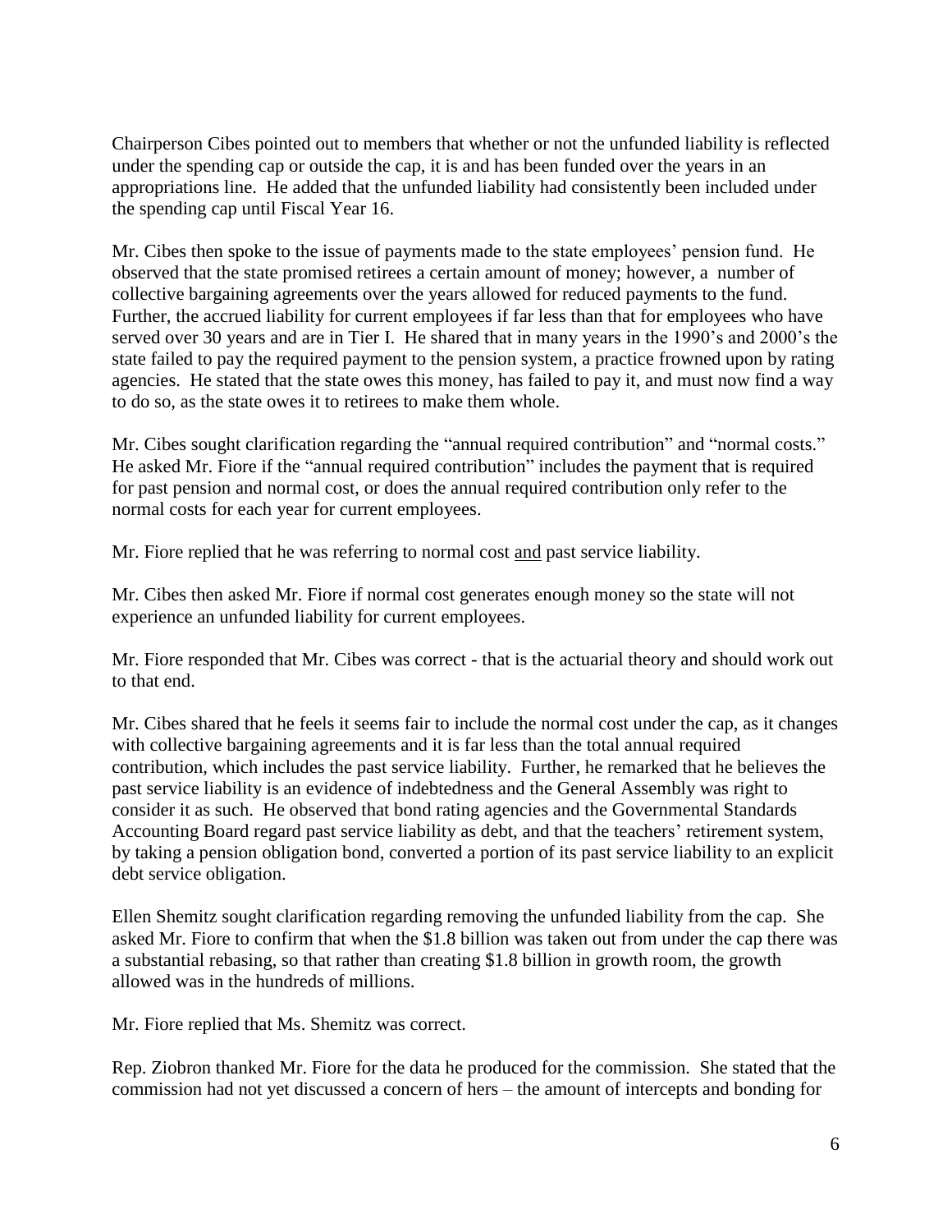Chairperson Cibes pointed out to members that whether or not the unfunded liability is reflected under the spending cap or outside the cap, it is and has been funded over the years in an appropriations line. He added that the unfunded liability had consistently been included under the spending cap until Fiscal Year 16.

Mr. Cibes then spoke to the issue of payments made to the state employees' pension fund. He observed that the state promised retirees a certain amount of money; however, a number of collective bargaining agreements over the years allowed for reduced payments to the fund. Further, the accrued liability for current employees if far less than that for employees who have served over 30 years and are in Tier I. He shared that in many years in the 1990's and 2000's the state failed to pay the required payment to the pension system, a practice frowned upon by rating agencies. He stated that the state owes this money, has failed to pay it, and must now find a way to do so, as the state owes it to retirees to make them whole.

Mr. Cibes sought clarification regarding the "annual required contribution" and "normal costs." He asked Mr. Fiore if the "annual required contribution" includes the payment that is required for past pension and normal cost, or does the annual required contribution only refer to the normal costs for each year for current employees.

Mr. Fiore replied that he was referring to normal cost <u>and</u> past service liability.

Mr. Cibes then asked Mr. Fiore if normal cost generates enough money so the state will not experience an unfunded liability for current employees.

Mr. Fiore responded that Mr. Cibes was correct - that is the actuarial theory and should work out to that end.

Mr. Cibes shared that he feels it seems fair to include the normal cost under the cap, as it changes with collective bargaining agreements and it is far less than the total annual required contribution, which includes the past service liability. Further, he remarked that he believes the past service liability is an evidence of indebtedness and the General Assembly was right to consider it as such. He observed that bond rating agencies and the Governmental Standards Accounting Board regard past service liability as debt, and that the teachers' retirement system, by taking a pension obligation bond, converted a portion of its past service liability to an explicit debt service obligation.

Ellen Shemitz sought clarification regarding removing the unfunded liability from the cap. She asked Mr. Fiore to confirm that when the $1.8 billion was taken out from under the cap there was a substantial rebasing, so that rather than creating $1.8 billion in growth room, the growth allowed was in the hundreds of millions.

Mr. Fiore replied that Ms. Shemitz was correct.

Rep. Ziobron thanked Mr. Fiore for the data he produced for the commission. She stated that the commission had not yet discussed a concern of hers – the amount of intercepts and bonding for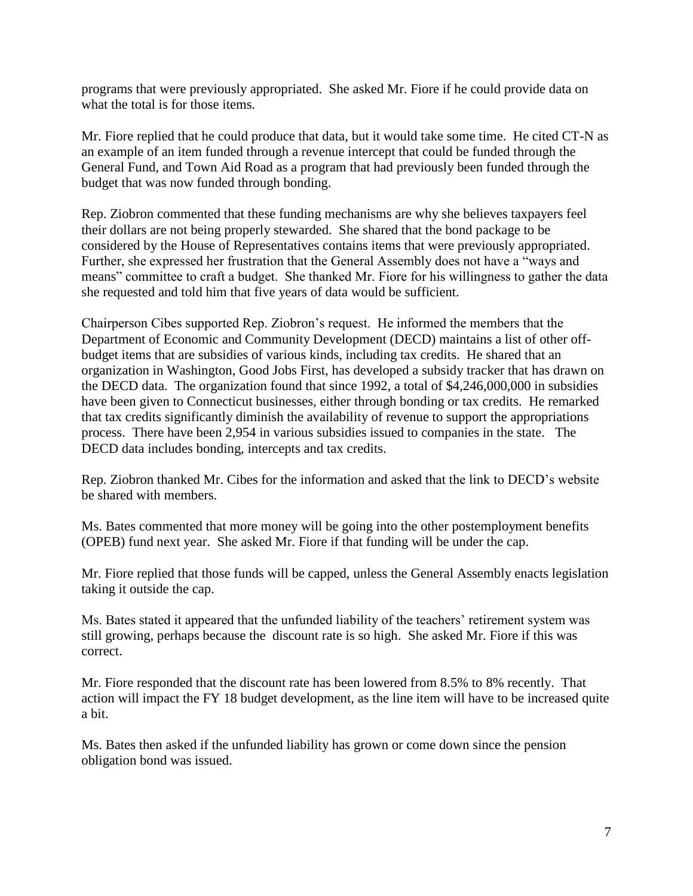programs that were previously appropriated. She asked Mr. Fiore if he could provide data on what the total is for those items.

Mr. Fiore replied that he could produce that data, but it would take some time. He cited CT-N as an example of an item funded through a revenue intercept that could be funded through the General Fund, and Town Aid Road as a program that had previously been funded through the budget that was now funded through bonding.

Rep. Ziobron commented that these funding mechanisms are why she believes taxpayers feel their dollars are not being properly stewarded. She shared that the bond package to be considered by the House of Representatives contains items that were previously appropriated. Further, she expressed her frustration that the General Assembly does not have a "ways and means" committee to craft a budget. She thanked Mr. Fiore for his willingness to gather the data she requested and told him that five years of data would be sufficient.

Chairperson Cibes supported Rep. Ziobron's request. He informed the members that the Department of Economic and Community Development (DECD) maintains a list of other off-budget items that are subsidies of various kinds, including tax credits. He shared that an organization in Washington, Good Jobs First, has developed a subsidy tracker that has drawn on the DECD data. The organization found that since 1992, a total of $4,246,000,000 in subsidies have been given to Connecticut businesses, either through bonding or tax credits. He remarked that tax credits significantly diminish the availability of revenue to support the appropriations process. There have been 2,954 in various subsidies issued to companies in the state. The DECD data includes bonding, intercepts and tax credits.

Rep. Ziobron thanked Mr. Cibes for the information and asked that the link to DECD's website be shared with members.

Ms. Bates commented that more money will be going into the other postemployment benefits (OPEB) fund next year. She asked Mr. Fiore if that funding will be under the cap.

Mr. Fiore replied that those funds will be capped, unless the General Assembly enacts legislation taking it outside the cap.

Ms. Bates stated it appeared that the unfunded liability of the teachers' retirement system was still growing, perhaps because the discount rate is so high. She asked Mr. Fiore if this was correct.

Mr. Fiore responded that the discount rate has been lowered from 8.5% to 8% recently. That action will impact the FY 18 budget development, as the line item will have to be increased quite a bit.

Ms. Bates then asked if the unfunded liability has grown or come down since the pension obligation bond was issued.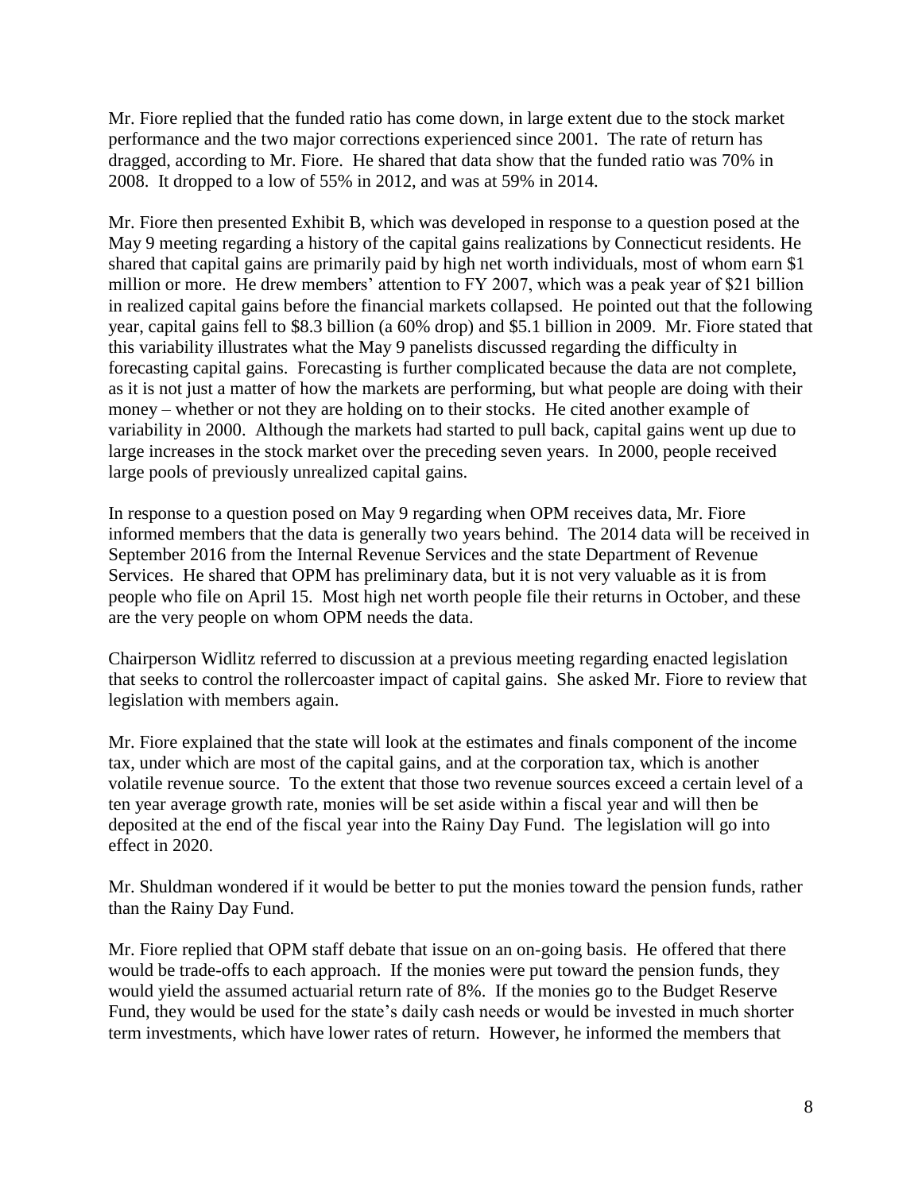Mr. Fiore replied that the funded ratio has come down, in large extent due to the stock market performance and the two major corrections experienced since 2001. The rate of return has dragged, according to Mr. Fiore. He shared that data show that the funded ratio was 70% in 2008. It dropped to a low of 55% in 2012, and was at 59% in 2014.

Mr. Fiore then presented Exhibit B, which was developed in response to a question posed at the May 9 meeting regarding a history of the capital gains realizations by Connecticut residents. He shared that capital gains are primarily paid by high net worth individuals, most of whom earn $1 million or more. He drew members' attention to FY 2007, which was a peak year of $21 billion in realized capital gains before the financial markets collapsed. He pointed out that the following year, capital gains fell to $8.3 billion (a 60% drop) and $5.1 billion in 2009. Mr. Fiore stated that this variability illustrates what the May 9 panelists discussed regarding the difficulty in forecasting capital gains. Forecasting is further complicated because the data are not complete, as it is not just a matter of how the markets are performing, but what people are doing with their money – whether or not they are holding on to their stocks. He cited another example of variability in 2000. Although the markets had started to pull back, capital gains went up due to large increases in the stock market over the preceding seven years. In 2000, people received large pools of previously unrealized capital gains.

In response to a question posed on May 9 regarding when OPM receives data, Mr. Fiore informed members that the data is generally two years behind. The 2014 data will be received in September 2016 from the Internal Revenue Services and the state Department of Revenue Services. He shared that OPM has preliminary data, but it is not very valuable as it is from people who file on April 15. Most high net worth people file their returns in October, and these are the very people on whom OPM needs the data.

Chairperson Widlitz referred to discussion at a previous meeting regarding enacted legislation that seeks to control the rollercoaster impact of capital gains. She asked Mr. Fiore to review that legislation with members again.

Mr. Fiore explained that the state will look at the estimates and finals component of the income tax, under which are most of the capital gains, and at the corporation tax, which is another volatile revenue source. To the extent that those two revenue sources exceed a certain level of a ten year average growth rate, monies will be set aside within a fiscal year and will then be deposited at the end of the fiscal year into the Rainy Day Fund. The legislation will go into effect in 2020.

Mr. Shuldman wondered if it would be better to put the monies toward the pension funds, rather than the Rainy Day Fund.

Mr. Fiore replied that OPM staff debate that issue on an on-going basis. He offered that there would be trade-offs to each approach. If the monies were put toward the pension funds, they would yield the assumed actuarial return rate of 8%. If the monies go to the Budget Reserve Fund, they would be used for the state's daily cash needs or would be invested in much shorter term investments, which have lower rates of return. However, he informed the members that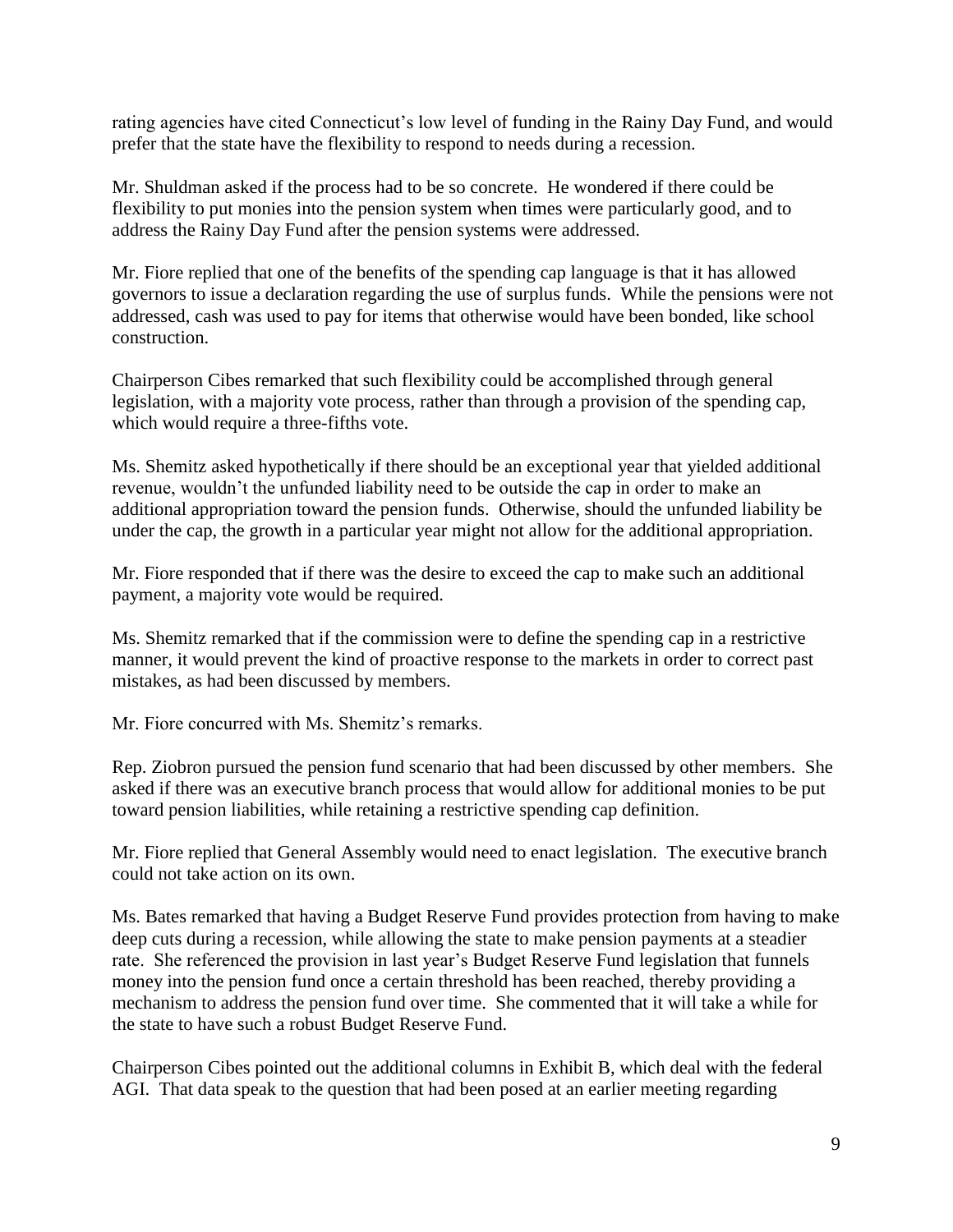rating agencies have cited Connecticut's low level of funding in the Rainy Day Fund, and would prefer that the state have the flexibility to respond to needs during a recession.

Mr. Shuldman asked if the process had to be so concrete. He wondered if there could be flexibility to put monies into the pension system when times were particularly good, and to address the Rainy Day Fund after the pension systems were addressed.

Mr. Fiore replied that one of the benefits of the spending cap language is that it has allowed governors to issue a declaration regarding the use of surplus funds. While the pensions were not addressed, cash was used to pay for items that otherwise would have been bonded, like school construction.

Chairperson Cibes remarked that such flexibility could be accomplished through general legislation, with a majority vote process, rather than through a provision of the spending cap, which would require a three-fifths vote.

Ms. Shemitz asked hypothetically if there should be an exceptional year that yielded additional revenue, wouldn't the unfunded liability need to be outside the cap in order to make an additional appropriation toward the pension funds. Otherwise, should the unfunded liability be under the cap, the growth in a particular year might not allow for the additional appropriation.

Mr. Fiore responded that if there was the desire to exceed the cap to make such an additional payment, a majority vote would be required.

Ms. Shemitz remarked that if the commission were to define the spending cap in a restrictive manner, it would prevent the kind of proactive response to the markets in order to correct past mistakes, as had been discussed by members.

Mr. Fiore concurred with Ms. Shemitz's remarks.

Rep. Ziobron pursued the pension fund scenario that had been discussed by other members. She asked if there was an executive branch process that would allow for additional monies to be put toward pension liabilities, while retaining a restrictive spending cap definition.

Mr. Fiore replied that General Assembly would need to enact legislation. The executive branch could not take action on its own.

Ms. Bates remarked that having a Budget Reserve Fund provides protection from having to make deep cuts during a recession, while allowing the state to make pension payments at a steadier rate. She referenced the provision in last year's Budget Reserve Fund legislation that funnels money into the pension fund once a certain threshold has been reached, thereby providing a mechanism to address the pension fund over time. She commented that it will take a while for the state to have such a robust Budget Reserve Fund.

Chairperson Cibes pointed out the additional columns in Exhibit B, which deal with the federal AGI. That data speak to the question that had been posed at an earlier meeting regarding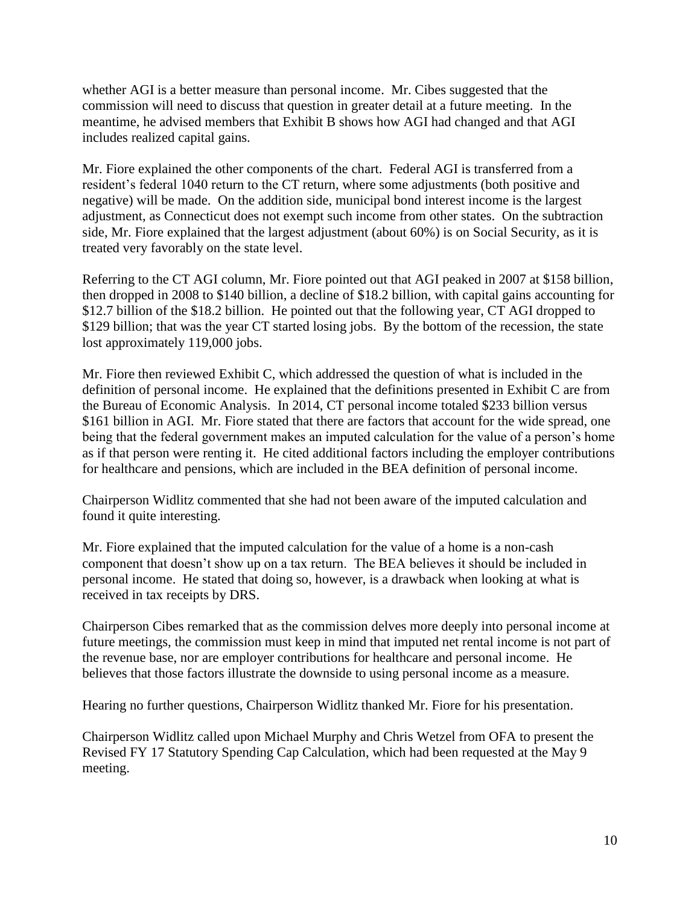whether AGI is a better measure than personal income. Mr. Cibes suggested that the commission will need to discuss that question in greater detail at a future meeting. In the meantime, he advised members that Exhibit B shows how AGI had changed and that AGI includes realized capital gains.

Mr. Fiore explained the other components of the chart. Federal AGI is transferred from a resident's federal 1040 return to the CT return, where some adjustments (both positive and negative) will be made. On the addition side, municipal bond interest income is the largest adjustment, as Connecticut does not exempt such income from other states. On the subtraction side, Mr. Fiore explained that the largest adjustment (about 60%) is on Social Security, as it is treated very favorably on the state level.

Referring to the CT AGI column, Mr. Fiore pointed out that AGI peaked in 2007 at $158 billion, then dropped in 2008 to $140 billion, a decline of $18.2 billion, with capital gains accounting for $12.7 billion of the $18.2 billion. He pointed out that the following year, CT AGI dropped to $129 billion; that was the year CT started losing jobs. By the bottom of the recession, the state lost approximately 119,000 jobs.

Mr. Fiore then reviewed Exhibit C, which addressed the question of what is included in the definition of personal income. He explained that the definitions presented in Exhibit C are from the Bureau of Economic Analysis. In 2014, CT personal income totaled $233 billion versus $161 billion in AGI. Mr. Fiore stated that there are factors that account for the wide spread, one being that the federal government makes an imputed calculation for the value of a person's home as if that person were renting it. He cited additional factors including the employer contributions for healthcare and pensions, which are included in the BEA definition of personal income.

Chairperson Widlitz commented that she had not been aware of the imputed calculation and found it quite interesting.

Mr. Fiore explained that the imputed calculation for the value of a home is a non-cash component that doesn't show up on a tax return. The BEA believes it should be included in personal income. He stated that doing so, however, is a drawback when looking at what is received in tax receipts by DRS.

Chairperson Cibes remarked that as the commission delves more deeply into personal income at future meetings, the commission must keep in mind that imputed net rental income is not part of the revenue base, nor are employer contributions for healthcare and personal income. He believes that those factors illustrate the downside to using personal income as a measure.

Hearing no further questions, Chairperson Widlitz thanked Mr. Fiore for his presentation.

Chairperson Widlitz called upon Michael Murphy and Chris Wetzel from OFA to present the Revised FY 17 Statutory Spending Cap Calculation, which had been requested at the May 9 meeting.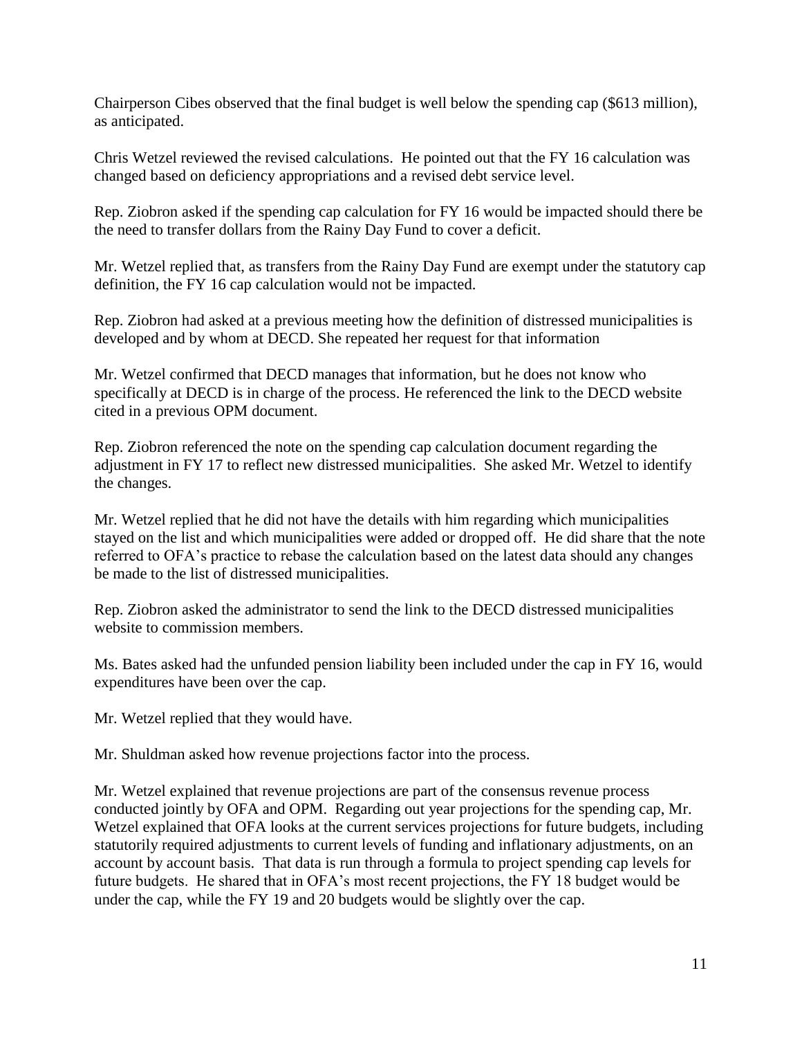Chairperson Cibes observed that the final budget is well below the spending cap ($613 million), as anticipated.

Chris Wetzel reviewed the revised calculations. He pointed out that the FY 16 calculation was changed based on deficiency appropriations and a revised debt service level.

Rep. Ziobron asked if the spending cap calculation for FY 16 would be impacted should there be the need to transfer dollars from the Rainy Day Fund to cover a deficit.

Mr. Wetzel replied that, as transfers from the Rainy Day Fund are exempt under the statutory cap definition, the FY 16 cap calculation would not be impacted.

Rep. Ziobron had asked at a previous meeting how the definition of distressed municipalities is developed and by whom at DECD. She repeated her request for that information

Mr. Wetzel confirmed that DECD manages that information, but he does not know who specifically at DECD is in charge of the process. He referenced the link to the DECD website cited in a previous OPM document.

Rep. Ziobron referenced the note on the spending cap calculation document regarding the adjustment in FY 17 to reflect new distressed municipalities. She asked Mr. Wetzel to identify the changes.

Mr. Wetzel replied that he did not have the details with him regarding which municipalities stayed on the list and which municipalities were added or dropped off. He did share that the note referred to OFA's practice to rebase the calculation based on the latest data should any changes be made to the list of distressed municipalities.

Rep. Ziobron asked the administrator to send the link to the DECD distressed municipalities website to commission members.

Ms. Bates asked had the unfunded pension liability been included under the cap in FY 16, would expenditures have been over the cap.

Mr. Wetzel replied that they would have.

Mr. Shuldman asked how revenue projections factor into the process.

Mr. Wetzel explained that revenue projections are part of the consensus revenue process conducted jointly by OFA and OPM. Regarding out year projections for the spending cap, Mr. Wetzel explained that OFA looks at the current services projections for future budgets, including statutorily required adjustments to current levels of funding and inflationary adjustments, on an account by account basis. That data is run through a formula to project spending cap levels for future budgets. He shared that in OFA's most recent projections, the FY 18 budget would be under the cap, while the FY 19 and 20 budgets would be slightly over the cap.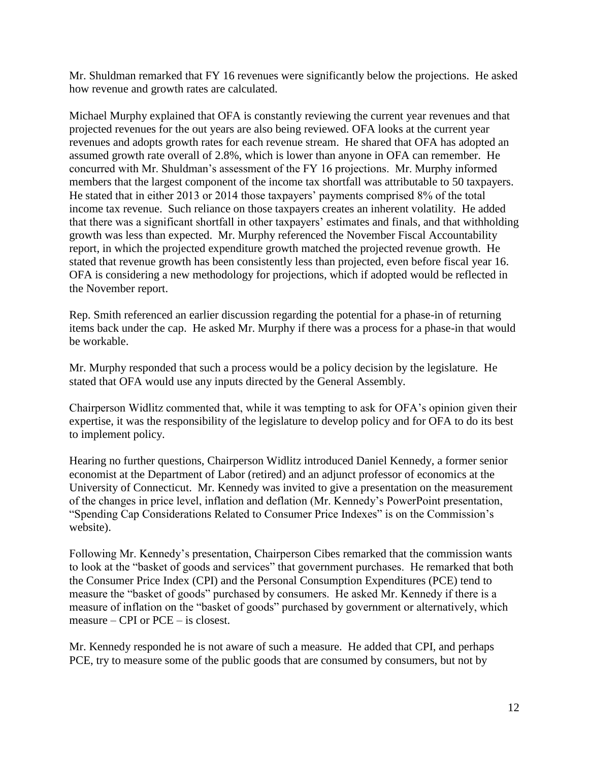Mr. Shuldman remarked that FY 16 revenues were significantly below the projections. He asked how revenue and growth rates are calculated.

Michael Murphy explained that OFA is constantly reviewing the current year revenues and that projected revenues for the out years are also being reviewed. OFA looks at the current year revenues and adopts growth rates for each revenue stream. He shared that OFA has adopted an assumed growth rate overall of 2.8%, which is lower than anyone in OFA can remember. He concurred with Mr. Shuldman's assessment of the FY 16 projections. Mr. Murphy informed members that the largest component of the income tax shortfall was attributable to 50 taxpayers. He stated that in either 2013 or 2014 those taxpayers' payments comprised 8% of the total income tax revenue. Such reliance on those taxpayers creates an inherent volatility. He added that there was a significant shortfall in other taxpayers' estimates and finals, and that withholding growth was less than expected. Mr. Murphy referenced the November Fiscal Accountability report, in which the projected expenditure growth matched the projected revenue growth. He stated that revenue growth has been consistently less than projected, even before fiscal year 16. OFA is considering a new methodology for projections, which if adopted would be reflected in the November report.

Rep. Smith referenced an earlier discussion regarding the potential for a phase-in of returning items back under the cap. He asked Mr. Murphy if there was a process for a phase-in that would be workable.

Mr. Murphy responded that such a process would be a policy decision by the legislature. He stated that OFA would use any inputs directed by the General Assembly.

Chairperson Widlitz commented that, while it was tempting to ask for OFA's opinion given their expertise, it was the responsibility of the legislature to develop policy and for OFA to do its best to implement policy.

Hearing no further questions, Chairperson Widlitz introduced Daniel Kennedy, a former senior economist at the Department of Labor (retired) and an adjunct professor of economics at the University of Connecticut. Mr. Kennedy was invited to give a presentation on the measurement of the changes in price level, inflation and deflation (Mr. Kennedy's PowerPoint presentation, "Spending Cap Considerations Related to Consumer Price Indexes" is on the Commission's website).

Following Mr. Kennedy's presentation, Chairperson Cibes remarked that the commission wants to look at the "basket of goods and services" that government purchases. He remarked that both the Consumer Price Index (CPI) and the Personal Consumption Expenditures (PCE) tend to measure the "basket of goods" purchased by consumers. He asked Mr. Kennedy if there is a measure of inflation on the "basket of goods" purchased by government or alternatively, which measure – CPI or PCE – is closest.

Mr. Kennedy responded he is not aware of such a measure. He added that CPI, and perhaps PCE, try to measure some of the public goods that are consumed by consumers, but not by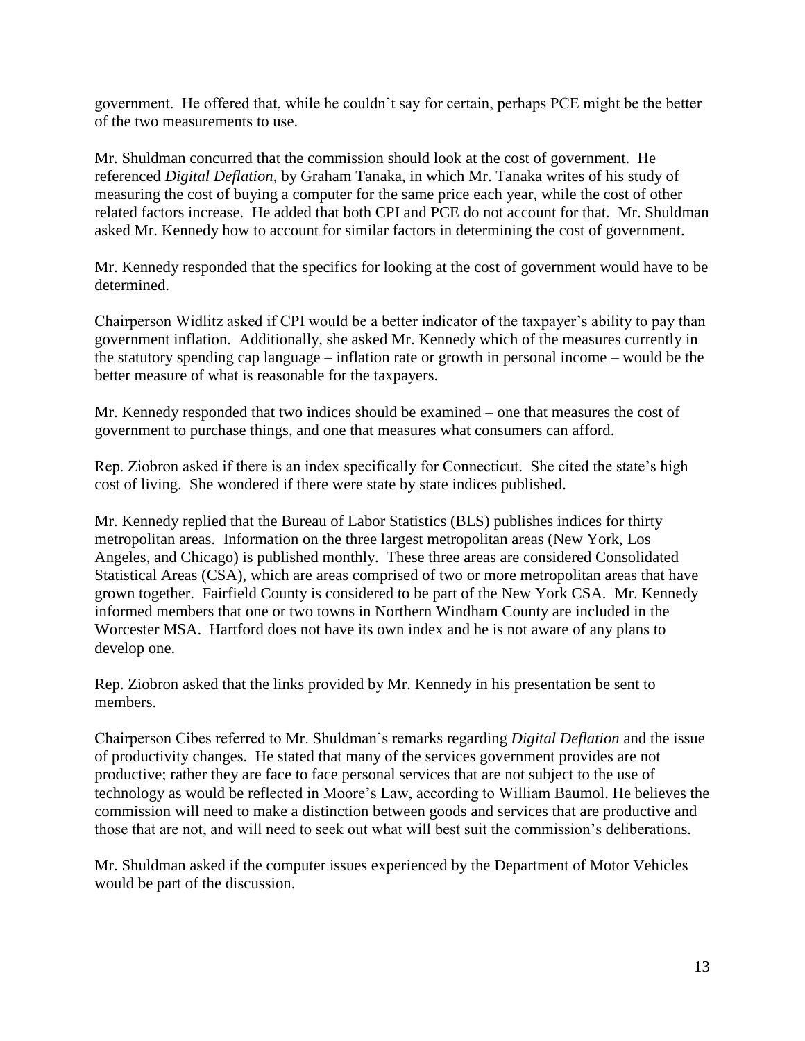government. He offered that, while he couldn't say for certain, perhaps PCE might be the better of the two measurements to use.

Mr. Shuldman concurred that the commission should look at the cost of government. He referenced *Digital Deflation*, by Graham Tanaka, in which Mr. Tanaka writes of his study of measuring the cost of buying a computer for the same price each year, while the cost of other related factors increase. He added that both CPI and PCE do not account for that. Mr. Shuldman asked Mr. Kennedy how to account for similar factors in determining the cost of government.

Mr. Kennedy responded that the specifics for looking at the cost of government would have to be determined.

Chairperson Widlitz asked if CPI would be a better indicator of the taxpayer's ability to pay than government inflation. Additionally, she asked Mr. Kennedy which of the measures currently in the statutory spending cap language – inflation rate or growth in personal income – would be the better measure of what is reasonable for the taxpayers.

Mr. Kennedy responded that two indices should be examined – one that measures the cost of government to purchase things, and one that measures what consumers can afford.

Rep. Ziobron asked if there is an index specifically for Connecticut. She cited the state's high cost of living. She wondered if there were state by state indices published.

Mr. Kennedy replied that the Bureau of Labor Statistics (BLS) publishes indices for thirty metropolitan areas. Information on the three largest metropolitan areas (New York, Los Angeles, and Chicago) is published monthly. These three areas are considered Consolidated Statistical Areas (CSA), which are areas comprised of two or more metropolitan areas that have grown together. Fairfield County is considered to be part of the New York CSA. Mr. Kennedy informed members that one or two towns in Northern Windham County are included in the Worcester MSA. Hartford does not have its own index and he is not aware of any plans to develop one.

Rep. Ziobron asked that the links provided by Mr. Kennedy in his presentation be sent to members.

Chairperson Cibes referred to Mr. Shuldman's remarks regarding *Digital Deflation* and the issue of productivity changes. He stated that many of the services government provides are not productive; rather they are face to face personal services that are not subject to the use of technology as would be reflected in Moore's Law, according to William Baumol. He believes the commission will need to make a distinction between goods and services that are productive and those that are not, and will need to seek out what will best suit the commission's deliberations.

Mr. Shuldman asked if the computer issues experienced by the Department of Motor Vehicles would be part of the discussion.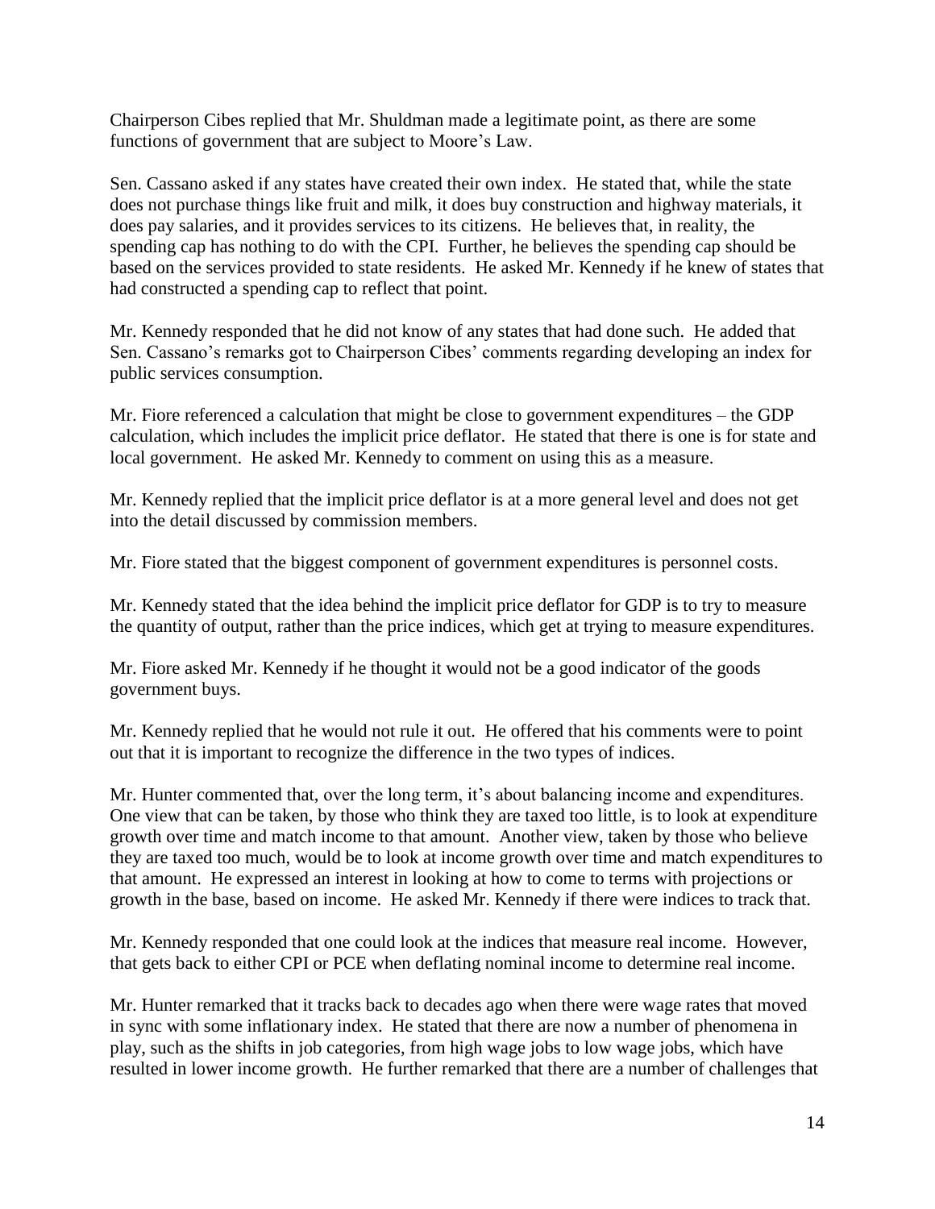Chairperson Cibes replied that Mr. Shuldman made a legitimate point, as there are some functions of government that are subject to Moore's Law.

Sen. Cassano asked if any states have created their own index. He stated that, while the state does not purchase things like fruit and milk, it does buy construction and highway materials, it does pay salaries, and it provides services to its citizens. He believes that, in reality, the spending cap has nothing to do with the CPI. Further, he believes the spending cap should be based on the services provided to state residents. He asked Mr. Kennedy if he knew of states that had constructed a spending cap to reflect that point.

Mr. Kennedy responded that he did not know of any states that had done such. He added that Sen. Cassano's remarks got to Chairperson Cibes' comments regarding developing an index for public services consumption.

Mr. Fiore referenced a calculation that might be close to government expenditures – the GDP calculation, which includes the implicit price deflator. He stated that there is one is for state and local government. He asked Mr. Kennedy to comment on using this as a measure.

Mr. Kennedy replied that the implicit price deflator is at a more general level and does not get into the detail discussed by commission members.

Mr. Fiore stated that the biggest component of government expenditures is personnel costs.

Mr. Kennedy stated that the idea behind the implicit price deflator for GDP is to try to measure the quantity of output, rather than the price indices, which get at trying to measure expenditures.

Mr. Fiore asked Mr. Kennedy if he thought it would not be a good indicator of the goods government buys.

Mr. Kennedy replied that he would not rule it out. He offered that his comments were to point out that it is important to recognize the difference in the two types of indices.

Mr. Hunter commented that, over the long term, it's about balancing income and expenditures. One view that can be taken, by those who think they are taxed too little, is to look at expenditure growth over time and match income to that amount. Another view, taken by those who believe they are taxed too much, would be to look at income growth over time and match expenditures to that amount. He expressed an interest in looking at how to come to terms with projections or growth in the base, based on income. He asked Mr. Kennedy if there were indices to track that.

Mr. Kennedy responded that one could look at the indices that measure real income. However, that gets back to either CPI or PCE when deflating nominal income to determine real income.

Mr. Hunter remarked that it tracks back to decades ago when there were wage rates that moved in sync with some inflationary index. He stated that there are now a number of phenomena in play, such as the shifts in job categories, from high wage jobs to low wage jobs, which have resulted in lower income growth. He further remarked that there are a number of challenges that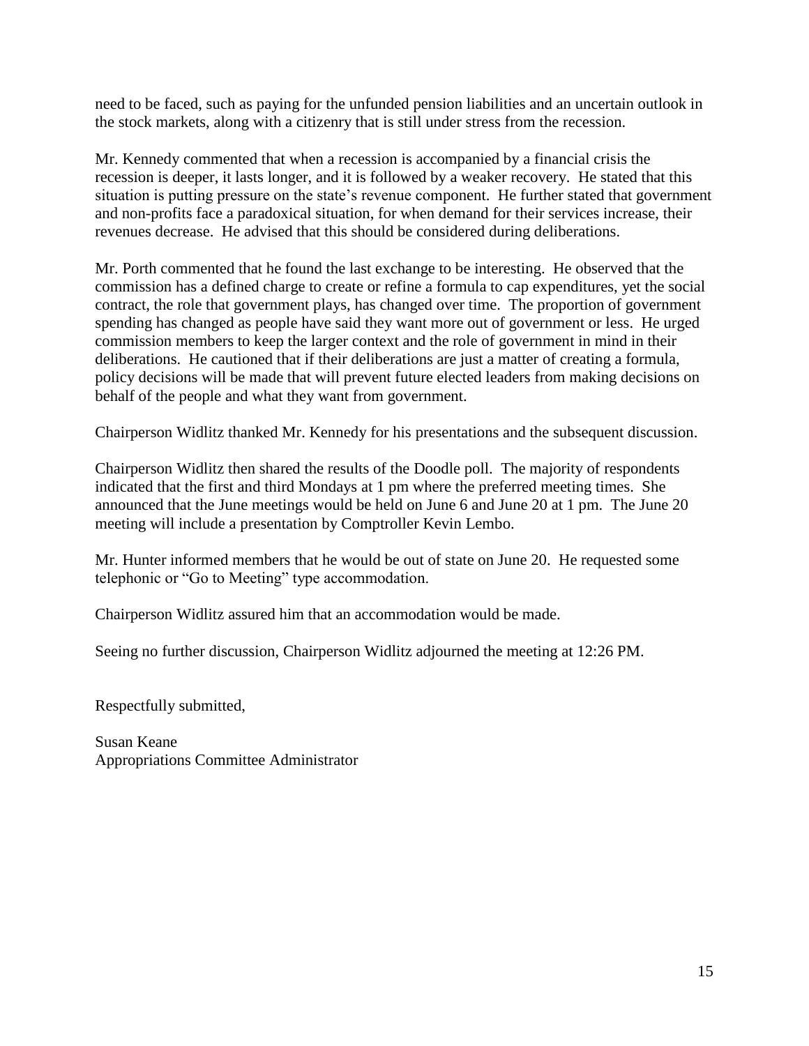need to be faced, such as paying for the unfunded pension liabilities and an uncertain outlook in the stock markets, along with a citizenry that is still under stress from the recession.

Mr. Kennedy commented that when a recession is accompanied by a financial crisis the recession is deeper, it lasts longer, and it is followed by a weaker recovery. He stated that this situation is putting pressure on the state's revenue component. He further stated that government and non-profits face a paradoxical situation, for when demand for their services increase, their revenues decrease. He advised that this should be considered during deliberations.

Mr. Porth commented that he found the last exchange to be interesting. He observed that the commission has a defined charge to create or refine a formula to cap expenditures, yet the social contract, the role that government plays, has changed over time. The proportion of government spending has changed as people have said they want more out of government or less. He urged commission members to keep the larger context and the role of government in mind in their deliberations. He cautioned that if their deliberations are just a matter of creating a formula, policy decisions will be made that will prevent future elected leaders from making decisions on behalf of the people and what they want from government.

Chairperson Widlitz thanked Mr. Kennedy for his presentations and the subsequent discussion.

Chairperson Widlitz then shared the results of the Doodle poll. The majority of respondents indicated that the first and third Mondays at 1 pm where the preferred meeting times. She announced that the June meetings would be held on June 6 and June 20 at 1 pm. The June 20 meeting will include a presentation by Comptroller Kevin Lembo.

Mr. Hunter informed members that he would be out of state on June 20. He requested some telephonic or "Go to Meeting" type accommodation.

Chairperson Widlitz assured him that an accommodation would be made.

Seeing no further discussion, Chairperson Widlitz adjourned the meeting at 12:26 PM.

Respectfully submitted,

Susan Keane
Appropriations Committee Administrator